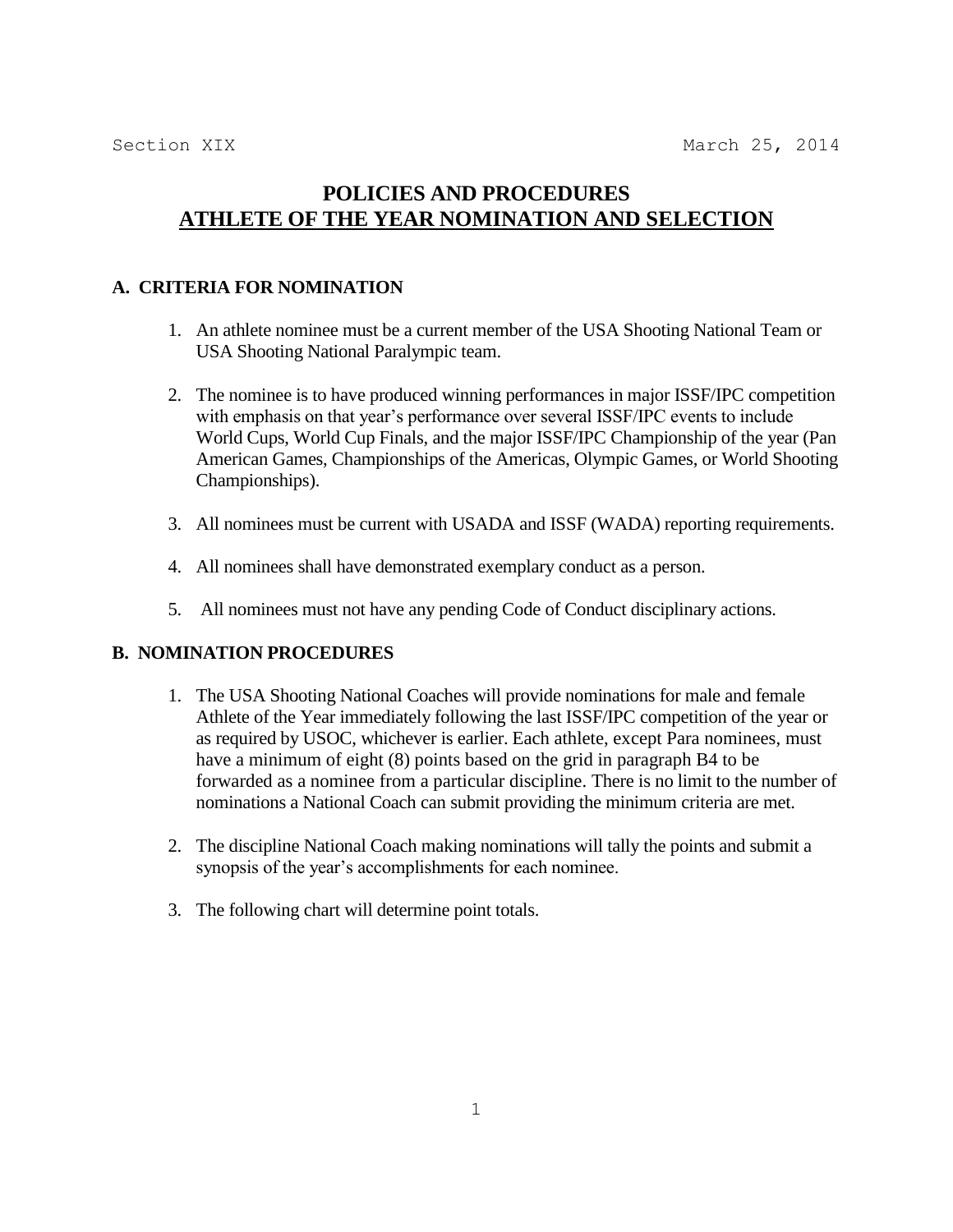Section XIX March 25, 2014

# POLICIES AND PROCEDURES
## ATHLETE OF THE YEAR NOMINATION AND SELECTION

### A. CRITERIA FOR NOMINATION

1. An athlete nominee must be a current member of the USA Shooting National Team or USA Shooting National Paralympic team.

2. The nominee is to have produced winning performances in major ISSF/IPC competition with emphasis on that year's performance over several ISSF/IPC events to include World Cups, World Cup Finals, and the major ISSF/IPC Championship of the year (Pan American Games, Championships of the Americas, Olympic Games, or World Shooting Championships).

3. All nominees must be current with USADA and ISSF (WADA) reporting requirements.

4. All nominees shall have demonstrated exemplary conduct as a person.

5. All nominees must not have any pending Code of Conduct disciplinary actions.

### B. NOMINATION PROCEDURES

1. The USA Shooting National Coaches will provide nominations for male and female Athlete of the Year immediately following the last ISSF/IPC competition of the year or as required by USOC, whichever is earlier. Each athlete, except Para nominees, must have a minimum of eight (8) points based on the grid in paragraph B4 to be forwarded as a nominee from a particular discipline. There is no limit to the number of nominations a National Coach can submit providing the minimum criteria are met.

2. The discipline National Coach making nominations will tally the points and submit a synopsis of the year's accomplishments for each nominee.

3. The following chart will determine point totals.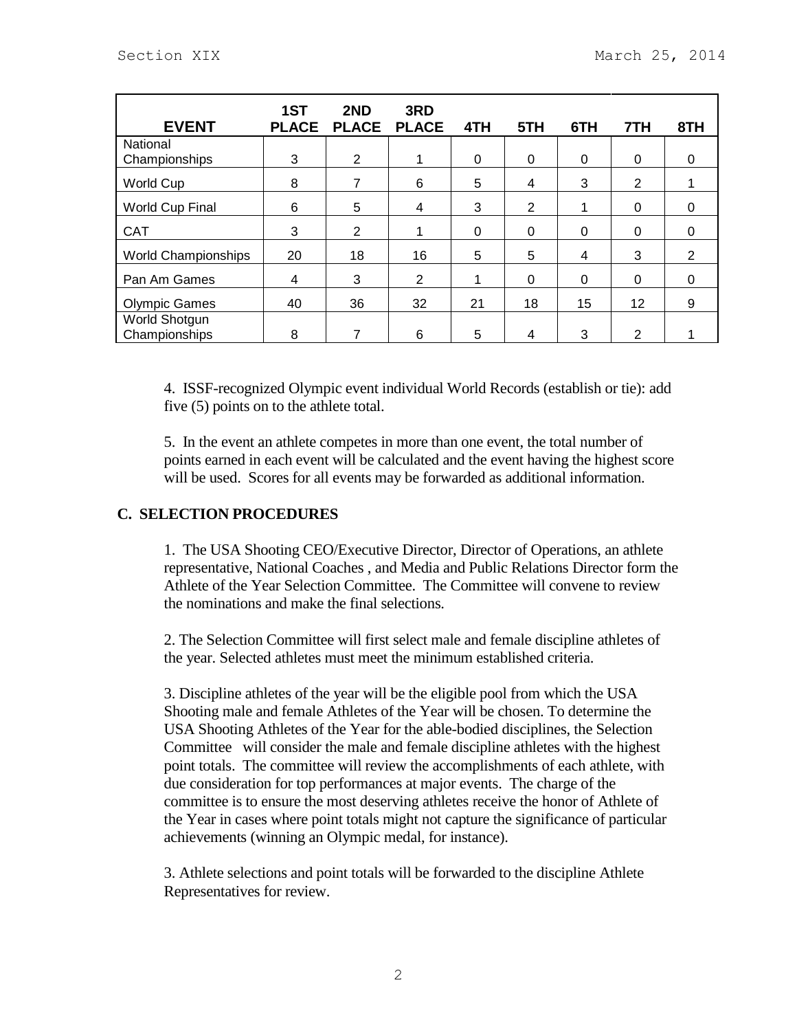| EVENT | 1ST PLACE | 2ND PLACE | 3RD PLACE | 4TH | 5TH | 6TH | 7TH | 8TH |
|---|---|---|---|---|---|---|---|---|
| National Championships | 3 | 2 | 1 | 0 | 0 | 0 | 0 | 0 |
| World Cup | 8 | 7 | 6 | 5 | 4 | 3 | 2 | 1 |
| World Cup Final | 6 | 5 | 4 | 3 | 2 | 1 | 0 | 0 |
| CAT | 3 | 2 | 1 | 0 | 0 | 0 | 0 | 0 |
| World Championships | 20 | 18 | 16 | 5 | 5 | 4 | 3 | 2 |
| Pan Am Games | 4 | 3 | 2 | 1 | 0 | 0 | 0 | 0 |
| Olympic Games | 40 | 36 | 32 | 21 | 18 | 15 | 12 | 9 |
| World Shotgun Championships | 8 | 7 | 6 | 5 | 4 | 3 | 2 | 1 |

4. ISSF-recognized Olympic event individual World Records (establish or tie): add five (5) points on to the athlete total.

5. In the event an athlete competes in more than one event, the total number of points earned in each event will be calculated and the event having the highest score will be used. Scores for all events may be forwarded as additional information.

## C. SELECTION PROCEDURES

1. The USA Shooting CEO/Executive Director, Director of Operations, an athlete representative, National Coaches , and Media and Public Relations Director form the Athlete of the Year Selection Committee. The Committee will convene to review the nominations and make the final selections.

2. The Selection Committee will first select male and female discipline athletes of the year. Selected athletes must meet the minimum established criteria.

3. Discipline athletes of the year will be the eligible pool from which the USA Shooting male and female Athletes of the Year will be chosen. To determine the USA Shooting Athletes of the Year for the able-bodied disciplines, the Selection Committee will consider the male and female discipline athletes with the highest point totals. The committee will review the accomplishments of each athlete, with due consideration for top performances at major events. The charge of the committee is to ensure the most deserving athletes receive the honor of Athlete of the Year in cases where point totals might not capture the significance of particular achievements (winning an Olympic medal, for instance).

3. Athlete selections and point totals will be forwarded to the discipline Athlete Representatives for review.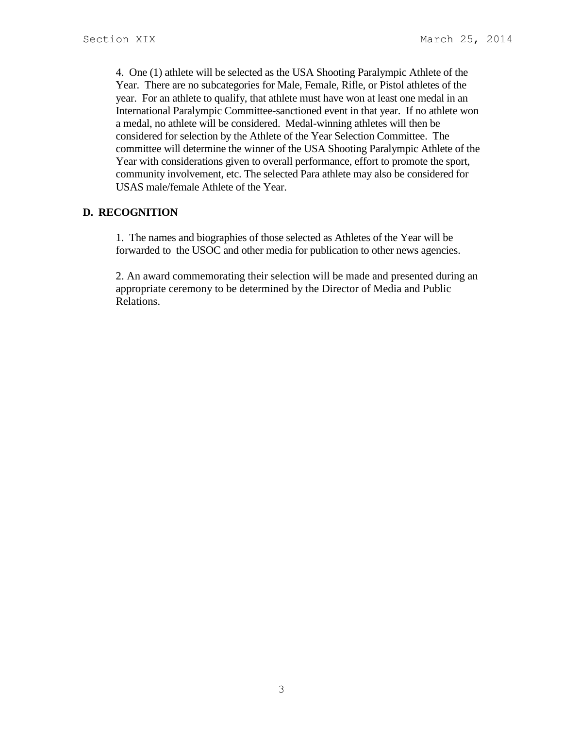4. One (1) athlete will be selected as the USA Shooting Paralympic Athlete of the Year. There are no subcategories for Male, Female, Rifle, or Pistol athletes of the year. For an athlete to qualify, that athlete must have won at least one medal in an International Paralympic Committee-sanctioned event in that year. If no athlete won a medal, no athlete will be considered. Medal-winning athletes will then be considered for selection by the Athlete of the Year Selection Committee. The committee will determine the winner of the USA Shooting Paralympic Athlete of the Year with considerations given to overall performance, effort to promote the sport, community involvement, etc. The selected Para athlete may also be considered for USAS male/female Athlete of the Year.

**D. RECOGNITION**

1. The names and biographies of those selected as Athletes of the Year will be forwarded to the USOC and other media for publication to other news agencies.

2. An award commemorating their selection will be made and presented during an appropriate ceremony to be determined by the Director of Media and Public Relations.